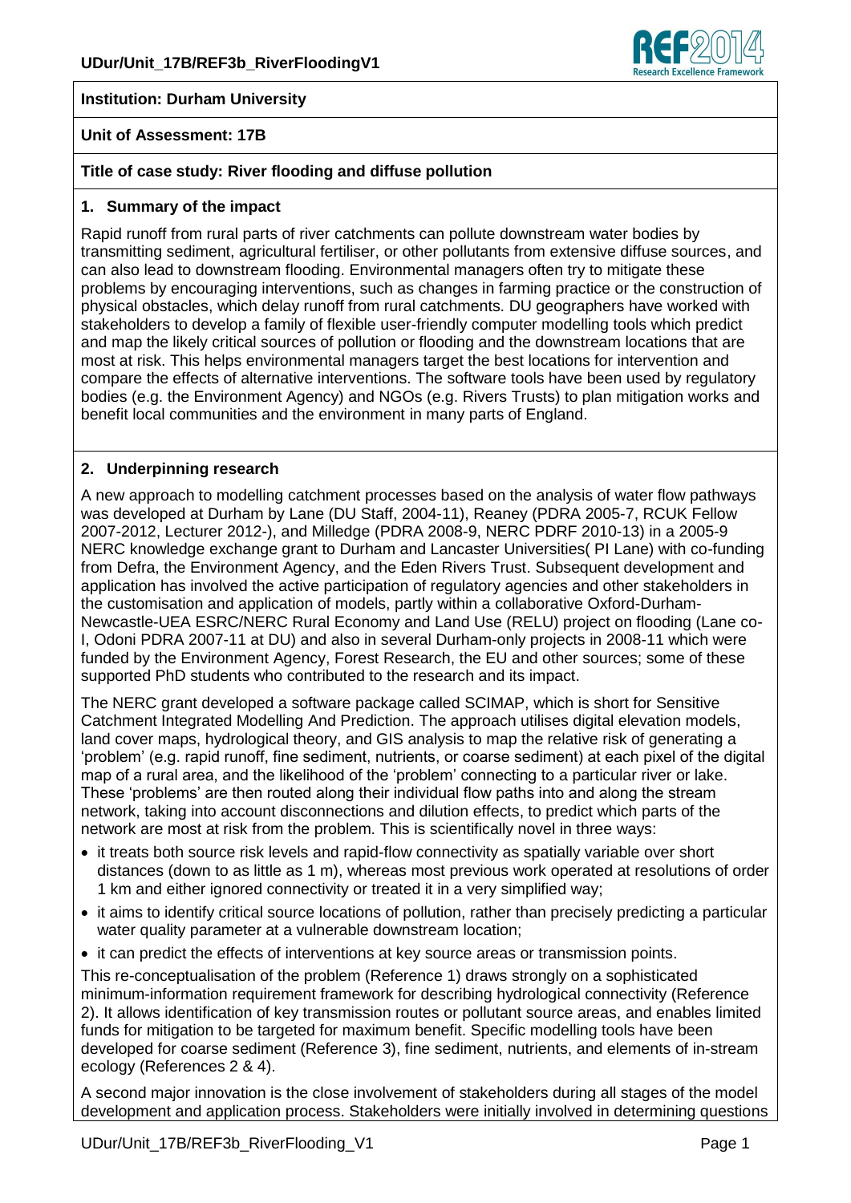**Institution: Durham University**

**Unit of Assessment: 17B**

**Title of case study: River flooding and diffuse pollution**

## 1. Summary of the impact

Rapid runoff from rural parts of river catchments can pollute downstream water bodies by transmitting sediment, agricultural fertiliser, or other pollutants from extensive diffuse sources, and can also lead to downstream flooding. Environmental managers often try to mitigate these problems by encouraging interventions, such as changes in farming practice or the construction of physical obstacles, which delay runoff from rural catchments. DU geographers have worked with stakeholders to develop a family of flexible user-friendly computer modelling tools which predict and map the likely critical sources of pollution or flooding and the downstream locations that are most at risk. This helps environmental managers target the best locations for intervention and compare the effects of alternative interventions. The software tools have been used by regulatory bodies (e.g. the Environment Agency) and NGOs (e.g. Rivers Trusts) to plan mitigation works and benefit local communities and the environment in many parts of England.

## 2. Underpinning research

A new approach to modelling catchment processes based on the analysis of water flow pathways was developed at Durham by Lane (DU Staff, 2004-11), Reaney (PDRA 2005-7, RCUK Fellow 2007-2012, Lecturer 2012-), and Milledge (PDRA 2008-9, NERC PDRF 2010-13) in a 2005-9 NERC knowledge exchange grant to Durham and Lancaster Universities( PI Lane) with co-funding from Defra, the Environment Agency, and the Eden Rivers Trust. Subsequent development and application has involved the active participation of regulatory agencies and other stakeholders in the customisation and application of models, partly within a collaborative Oxford-Durham-Newcastle-UEA ESRC/NERC Rural Economy and Land Use (RELU) project on flooding (Lane co-I, Odoni PDRA 2007-11 at DU) and also in several Durham-only projects in 2008-11 which were funded by the Environment Agency, Forest Research, the EU and other sources; some of these supported PhD students who contributed to the research and its impact.

The NERC grant developed a software package called SCIMAP, which is short for Sensitive Catchment Integrated Modelling And Prediction. The approach utilises digital elevation models, land cover maps, hydrological theory, and GIS analysis to map the relative risk of generating a 'problem' (e.g. rapid runoff, fine sediment, nutrients, or coarse sediment) at each pixel of the digital map of a rural area, and the likelihood of the 'problem' connecting to a particular river or lake. These 'problems' are then routed along their individual flow paths into and along the stream network, taking into account disconnections and dilution effects, to predict which parts of the network are most at risk from the problem. This is scientifically novel in three ways:

- it treats both source risk levels and rapid-flow connectivity as spatially variable over short distances (down to as little as 1 m), whereas most previous work operated at resolutions of order 1 km and either ignored connectivity or treated it in a very simplified way;
- it aims to identify critical source locations of pollution, rather than precisely predicting a particular water quality parameter at a vulnerable downstream location;
- it can predict the effects of interventions at key source areas or transmission points.

This re-conceptualisation of the problem (Reference 1) draws strongly on a sophisticated minimum-information requirement framework for describing hydrological connectivity (Reference 2). It allows identification of key transmission routes or pollutant source areas, and enables limited funds for mitigation to be targeted for maximum benefit. Specific modelling tools have been developed for coarse sediment (Reference 3), fine sediment, nutrients, and elements of in-stream ecology (References 2 & 4).

A second major innovation is the close involvement of stakeholders during all stages of the model development and application process. Stakeholders were initially involved in determining questions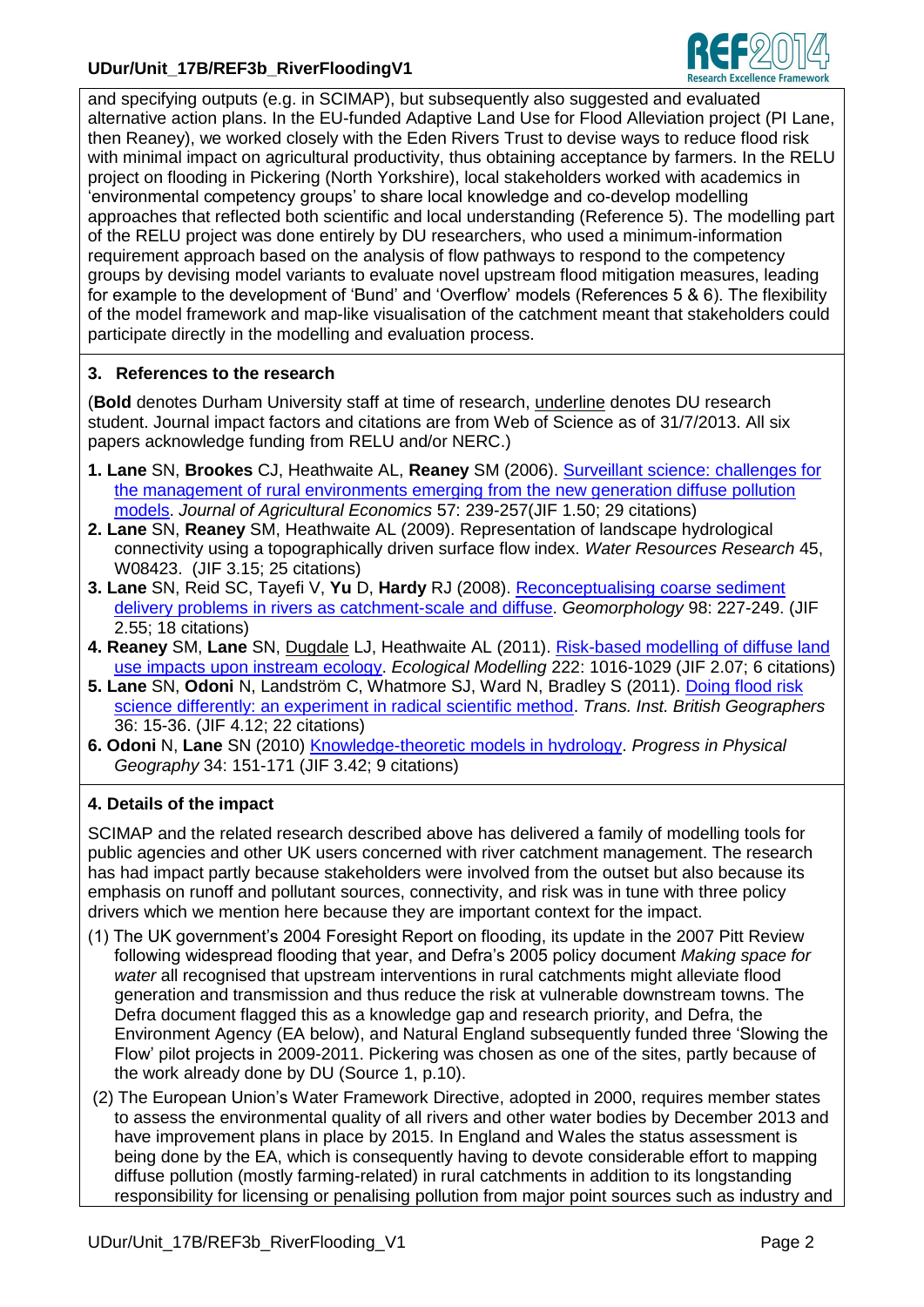and specifying outputs (e.g. in SCIMAP), but subsequently also suggested and evaluated alternative action plans. In the EU-funded Adaptive Land Use for Flood Alleviation project (PI Lane, then Reaney), we worked closely with the Eden Rivers Trust to devise ways to reduce flood risk with minimal impact on agricultural productivity, thus obtaining acceptance by farmers. In the RELU project on flooding in Pickering (North Yorkshire), local stakeholders worked with academics in 'environmental competency groups' to share local knowledge and co-develop modelling approaches that reflected both scientific and local understanding (Reference 5). The modelling part of the RELU project was done entirely by DU researchers, who used a minimum-information requirement approach based on the analysis of flow pathways to respond to the competency groups by devising model variants to evaluate novel upstream flood mitigation measures, leading for example to the development of 'Bund' and 'Overflow' models (References 5 & 6). The flexibility of the model framework and map-like visualisation of the catchment meant that stakeholders could participate directly in the modelling and evaluation process.

## 3. References to the research

(**Bold** denotes Durham University staff at time of research, <u>underline</u> denotes DU research student. Journal impact factors and citations are from Web of Science as of 31/7/2013. All six papers acknowledge funding from RELU and/or NERC.)

1. **Lane** SN, **Brookes** CJ, Heathwaite AL, **Reaney** SM (2006). Surveillant science: challenges for the management of rural environments emerging from the new generation diffuse pollution models. *Journal of Agricultural Economics* 57: 239-257(JIF 1.50; 29 citations)
2. **Lane** SN, **Reaney** SM, Heathwaite AL (2009). Representation of landscape hydrological connectivity using a topographically driven surface flow index. *Water Resources Research* 45, W08423. (JIF 3.15; 25 citations)
3. **Lane** SN, Reid SC, Tayefi V, **Yu** D, **Hardy** RJ (2008). Reconceptualising coarse sediment delivery problems in rivers as catchment-scale and diffuse. *Geomorphology* 98: 227-249. (JIF 2.55; 18 citations)
4. **Reaney** SM, **Lane** SN, <u>Dugdale</u> LJ, Heathwaite AL (2011). Risk-based modelling of diffuse land use impacts upon instream ecology. *Ecological Modelling* 222: 1016-1029 (JIF 2.07; 6 citations)
5. **Lane** SN, **Odoni** N, Landström C, Whatmore SJ, Ward N, Bradley S (2011). Doing flood risk science differently: an experiment in radical scientific method. *Trans. Inst. British Geographers* 36: 15-36. (JIF 4.12; 22 citations)
6. **Odoni** N, **Lane** SN (2010) Knowledge-theoretic models in hydrology. *Progress in Physical Geography* 34: 151-171 (JIF 3.42; 9 citations)

## 4. Details of the impact

SCIMAP and the related research described above has delivered a family of modelling tools for public agencies and other UK users concerned with river catchment management. The research has had impact partly because stakeholders were involved from the outset but also because its emphasis on runoff and pollutant sources, connectivity, and risk was in tune with three policy drivers which we mention here because they are important context for the impact.

(1) The UK government's 2004 Foresight Report on flooding, its update in the 2007 Pitt Review following widespread flooding that year, and Defra's 2005 policy document *Making space for water* all recognised that upstream interventions in rural catchments might alleviate flood generation and transmission and thus reduce the risk at vulnerable downstream towns. The Defra document flagged this as a knowledge gap and research priority, and Defra, the Environment Agency (EA below), and Natural England subsequently funded three 'Slowing the Flow' pilot projects in 2009-2011. Pickering was chosen as one of the sites, partly because of the work already done by DU (Source 1, p.10).

(2) The European Union's Water Framework Directive, adopted in 2000, requires member states to assess the environmental quality of all rivers and other water bodies by December 2013 and have improvement plans in place by 2015. In England and Wales the status assessment is being done by the EA, which is consequently having to devote considerable effort to mapping diffuse pollution (mostly farming-related) in rural catchments in addition to its longstanding responsibility for licensing or penalising pollution from major point sources such as industry and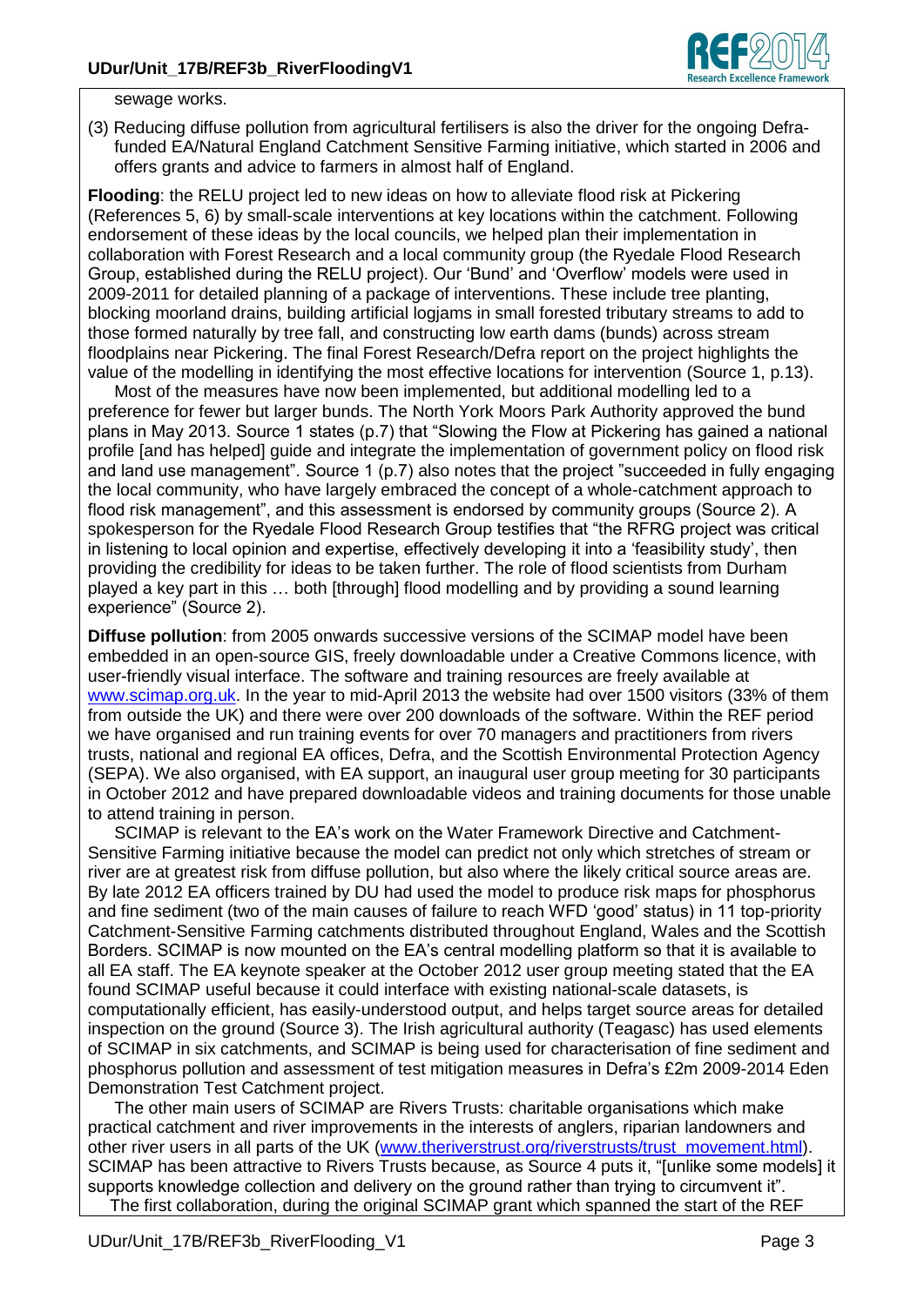sewage works.

(3) Reducing diffuse pollution from agricultural fertilisers is also the driver for the ongoing Defra-funded EA/Natural England Catchment Sensitive Farming initiative, which started in 2006 and offers grants and advice to farmers in almost half of England.

**Flooding**: the RELU project led to new ideas on how to alleviate flood risk at Pickering (References 5, 6) by small-scale interventions at key locations within the catchment. Following endorsement of these ideas by the local councils, we helped plan their implementation in collaboration with Forest Research and a local community group (the Ryedale Flood Research Group, established during the RELU project). Our 'Bund' and 'Overflow' models were used in 2009-2011 for detailed planning of a package of interventions. These include tree planting, blocking moorland drains, building artificial logjams in small forested tributary streams to add to those formed naturally by tree fall, and constructing low earth dams (bunds) across stream floodplains near Pickering. The final Forest Research/Defra report on the project highlights the value of the modelling in identifying the most effective locations for intervention (Source 1, p.13).

Most of the measures have now been implemented, but additional modelling led to a preference for fewer but larger bunds. The North York Moors Park Authority approved the bund plans in May 2013. Source 1 states (p.7) that "Slowing the Flow at Pickering has gained a national profile [and has helped] guide and integrate the implementation of government policy on flood risk and land use management". Source 1 (p.7) also notes that the project "succeeded in fully engaging the local community, who have largely embraced the concept of a whole-catchment approach to flood risk management", and this assessment is endorsed by community groups (Source 2). A spokesperson for the Ryedale Flood Research Group testifies that "the RFRG project was critical in listening to local opinion and expertise, effectively developing it into a 'feasibility study', then providing the credibility for ideas to be taken further. The role of flood scientists from Durham played a key part in this … both [through] flood modelling and by providing a sound learning experience" (Source 2).

**Diffuse pollution**: from 2005 onwards successive versions of the SCIMAP model have been embedded in an open-source GIS, freely downloadable under a Creative Commons licence, with user-friendly visual interface. The software and training resources are freely available at www.scimap.org.uk. In the year to mid-April 2013 the website had over 1500 visitors (33% of them from outside the UK) and there were over 200 downloads of the software. Within the REF period we have organised and run training events for over 70 managers and practitioners from rivers trusts, national and regional EA offices, Defra, and the Scottish Environmental Protection Agency (SEPA). We also organised, with EA support, an inaugural user group meeting for 30 participants in October 2012 and have prepared downloadable videos and training documents for those unable to attend training in person.

SCIMAP is relevant to the EA's work on the Water Framework Directive and Catchment-Sensitive Farming initiative because the model can predict not only which stretches of stream or river are at greatest risk from diffuse pollution, but also where the likely critical source areas are. By late 2012 EA officers trained by DU had used the model to produce risk maps for phosphorus and fine sediment (two of the main causes of failure to reach WFD 'good' status) in 11 top-priority Catchment-Sensitive Farming catchments distributed throughout England, Wales and the Scottish Borders. SCIMAP is now mounted on the EA's central modelling platform so that it is available to all EA staff. The EA keynote speaker at the October 2012 user group meeting stated that the EA found SCIMAP useful because it could interface with existing national-scale datasets, is computationally efficient, has easily-understood output, and helps target source areas for detailed inspection on the ground (Source 3). The Irish agricultural authority (Teagasc) has used elements of SCIMAP in six catchments, and SCIMAP is being used for characterisation of fine sediment and phosphorus pollution and assessment of test mitigation measures in Defra's £2m 2009-2014 Eden Demonstration Test Catchment project.

The other main users of SCIMAP are Rivers Trusts: charitable organisations which make practical catchment and river improvements in the interests of anglers, riparian landowners and other river users in all parts of the UK (www.theriverstrust.org/riverstrusts/trust_movement.html). SCIMAP has been attractive to Rivers Trusts because, as Source 4 puts it, "[unlike some models] it supports knowledge collection and delivery on the ground rather than trying to circumvent it".

The first collaboration, during the original SCIMAP grant which spanned the start of the REF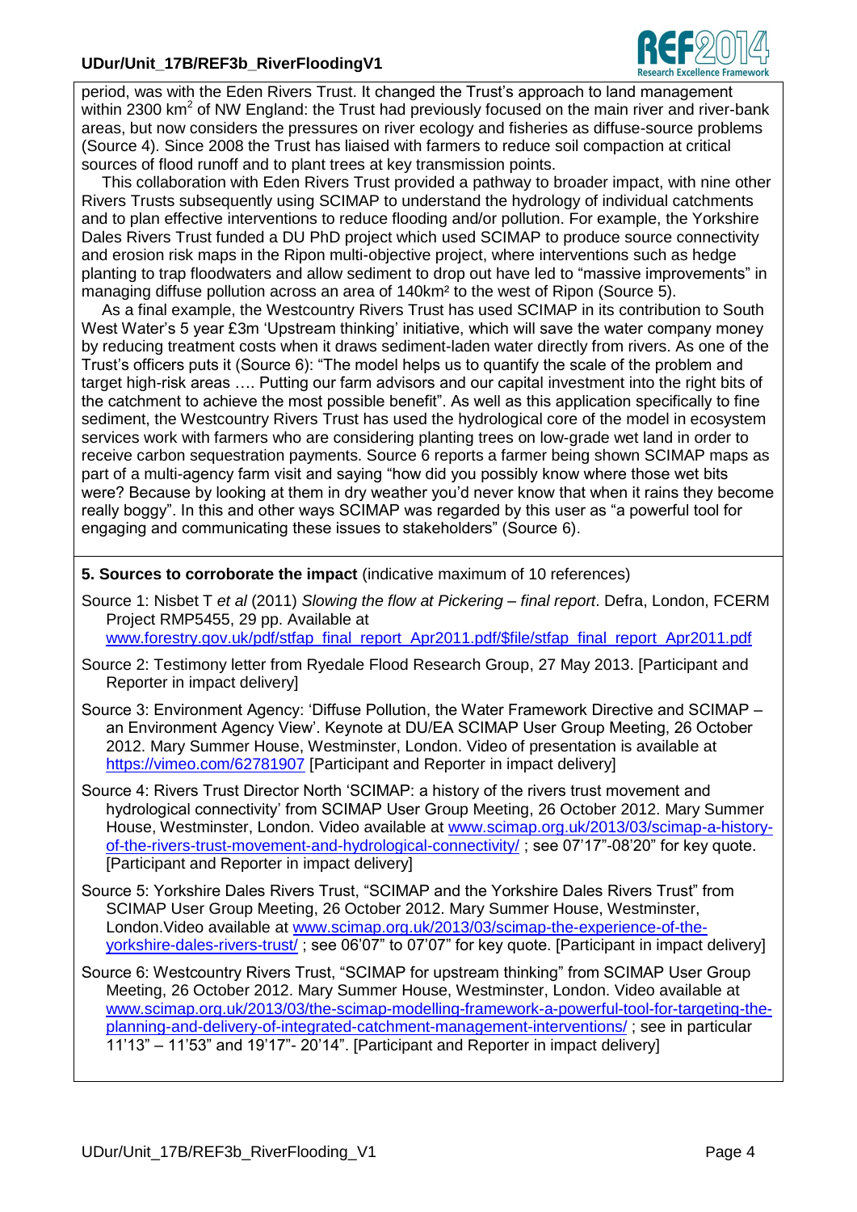period, was with the Eden Rivers Trust. It changed the Trust's approach to land management within 2300 km$^2$ of NW England: the Trust had previously focused on the main river and river-bank areas, but now considers the pressures on river ecology and fisheries as diffuse-source problems (Source 4). Since 2008 the Trust has liaised with farmers to reduce soil compaction at critical sources of flood runoff and to plant trees at key transmission points.

This collaboration with Eden Rivers Trust provided a pathway to broader impact, with nine other Rivers Trusts subsequently using SCIMAP to understand the hydrology of individual catchments and to plan effective interventions to reduce flooding and/or pollution. For example, the Yorkshire Dales Rivers Trust funded a DU PhD project which used SCIMAP to produce source connectivity and erosion risk maps in the Ripon multi-objective project, where interventions such as hedge planting to trap floodwaters and allow sediment to drop out have led to "massive improvements" in managing diffuse pollution across an area of 140km$^2$ to the west of Ripon (Source 5).

As a final example, the Westcountry Rivers Trust has used SCIMAP in its contribution to South West Water's 5 year £3m 'Upstream thinking' initiative, which will save the water company money by reducing treatment costs when it draws sediment-laden water directly from rivers. As one of the Trust's officers puts it (Source 6): "The model helps us to quantify the scale of the problem and target high-risk areas …. Putting our farm advisors and our capital investment into the right bits of the catchment to achieve the most possible benefit". As well as this application specifically to fine sediment, the Westcountry Rivers Trust has used the hydrological core of the model in ecosystem services work with farmers who are considering planting trees on low-grade wet land in order to receive carbon sequestration payments. Source 6 reports a farmer being shown SCIMAP maps as part of a multi-agency farm visit and saying "how did you possibly know where those wet bits were? Because by looking at them in dry weather you'd never know that when it rains they become really boggy". In this and other ways SCIMAP was regarded by this user as "a powerful tool for engaging and communicating these issues to stakeholders" (Source 6).

**5. Sources to corroborate the impact** (indicative maximum of 10 references)

Source 1: Nisbet T *et al* (2011) *Slowing the flow at Pickering – final report*. Defra, London, FCERM Project RMP5455, 29 pp. Available at www.forestry.gov.uk/pdf/stfap_final_report_Apr2011.pdf/$file/stfap_final_report_Apr2011.pdf

Source 2: Testimony letter from Ryedale Flood Research Group, 27 May 2013. [Participant and Reporter in impact delivery]

Source 3: Environment Agency: 'Diffuse Pollution, the Water Framework Directive and SCIMAP – an Environment Agency View'. Keynote at DU/EA SCIMAP User Group Meeting, 26 October 2012. Mary Summer House, Westminster, London. Video of presentation is available at https://vimeo.com/62781907 [Participant and Reporter in impact delivery]

Source 4: Rivers Trust Director North 'SCIMAP: a history of the rivers trust movement and hydrological connectivity' from SCIMAP User Group Meeting, 26 October 2012. Mary Summer House, Westminster, London. Video available at www.scimap.org.uk/2013/03/scimap-a-history-of-the-rivers-trust-movement-and-hydrological-connectivity/ ; see 07'17"-08'20" for key quote. [Participant and Reporter in impact delivery]

Source 5: Yorkshire Dales Rivers Trust, "SCIMAP and the Yorkshire Dales Rivers Trust" from SCIMAP User Group Meeting, 26 October 2012. Mary Summer House, Westminster, London.Video available at www.scimap.org.uk/2013/03/scimap-the-experience-of-the-yorkshire-dales-rivers-trust/ ; see 06'07" to 07'07" for key quote. [Participant in impact delivery]

Source 6: Westcountry Rivers Trust, "SCIMAP for upstream thinking" from SCIMAP User Group Meeting, 26 October 2012. Mary Summer House, Westminster, London. Video available at www.scimap.org.uk/2013/03/the-scimap-modelling-framework-a-powerful-tool-for-targeting-the-planning-and-delivery-of-integrated-catchment-management-interventions/ ; see in particular 11'13" – 11'53" and 19'17"- 20'14". [Participant and Reporter in impact delivery]